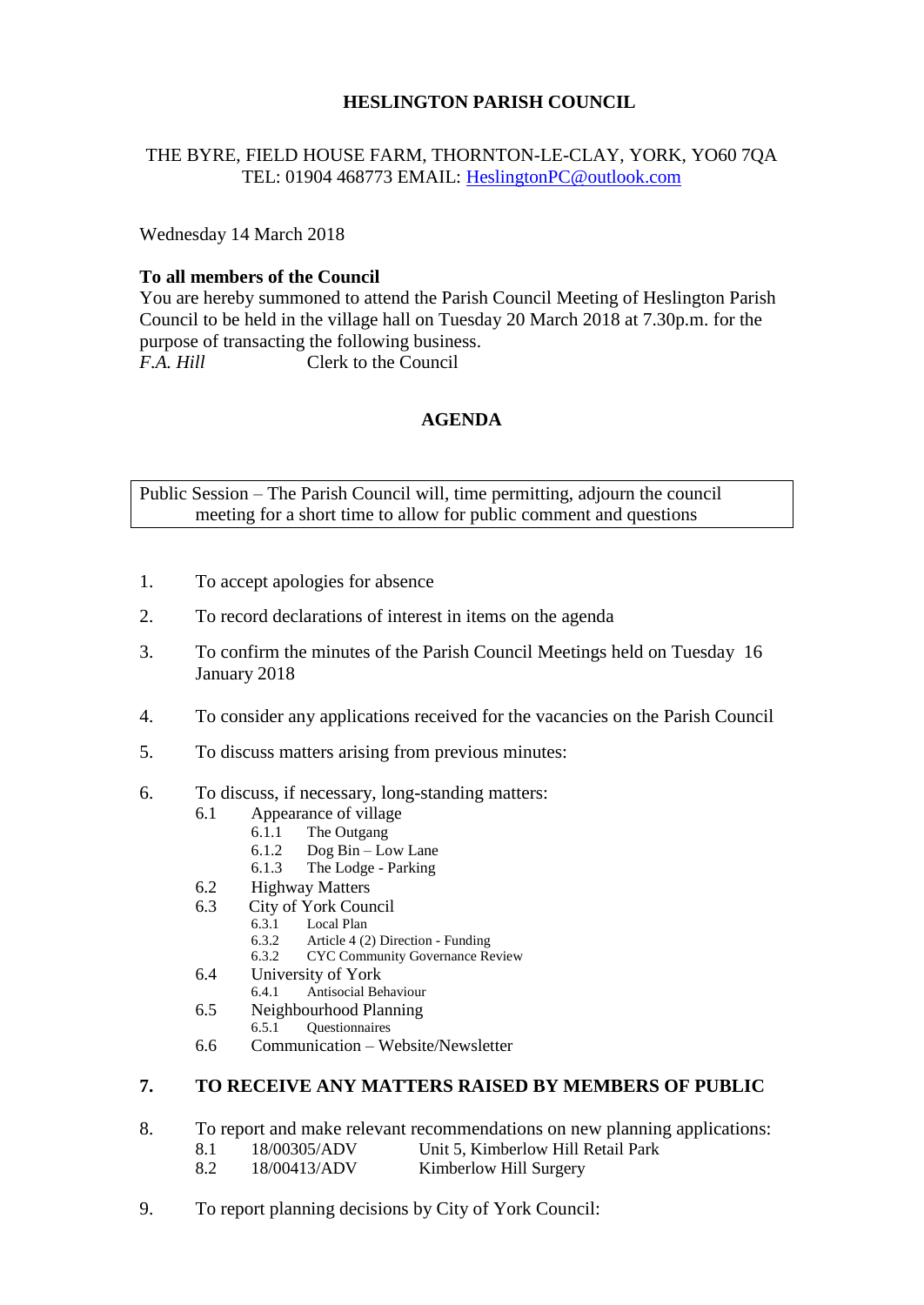# HESLINGTON PARISH COUNCIL

THE BYRE, FIELD HOUSE FARM, THORNTON-LE-CLAY, YORK, YO60 7QA
TEL: 01904 468773 EMAIL: HeslingtonPC@outlook.com

Wednesday 14 March 2018

**To all members of the Council**
You are hereby summoned to attend the Parish Council Meeting of Heslington Parish Council to be held in the village hall on Tuesday 20 March 2018 at 7.30p.m. for the purpose of transacting the following business.
*F.A. Hill* Clerk to the Council

## AGENDA

Public Session – The Parish Council will, time permitting, adjourn the council meeting for a short time to allow for public comment and questions

1. To accept apologies for absence
2. To record declarations of interest in items on the agenda
3. To confirm the minutes of the Parish Council Meetings held on Tuesday 16 January 2018
4. To consider any applications received for the vacancies on the Parish Council
5. To discuss matters arising from previous minutes:
6. To discuss, if necessary, long-standing matters:
   - 6.1 Appearance of village
     - 6.1.1 The Outgang
     - 6.1.2 Dog Bin – Low Lane
     - 6.1.3 The Lodge - Parking
   - 6.2 Highway Matters
   - 6.3 City of York Council
     - 6.3.1 Local Plan
     - 6.3.2 Article 4 (2) Direction - Funding
     - 6.3.2 CYC Community Governance Review
   - 6.4 University of York
     - 6.4.1 Antisocial Behaviour
   - 6.5 Neighbourhood Planning
     - 6.5.1 Questionnaires
   - 6.6 Communication – Website/Newsletter
7. **TO RECEIVE ANY MATTERS RAISED BY MEMBERS OF PUBLIC**
8. To report and make relevant recommendations on new planning applications:
   - 8.1 18/00305/ADV Unit 5, Kimberlow Hill Retail Park
   - 8.2 18/00413/ADV Kimberlow Hill Surgery
9. To report planning decisions by City of York Council: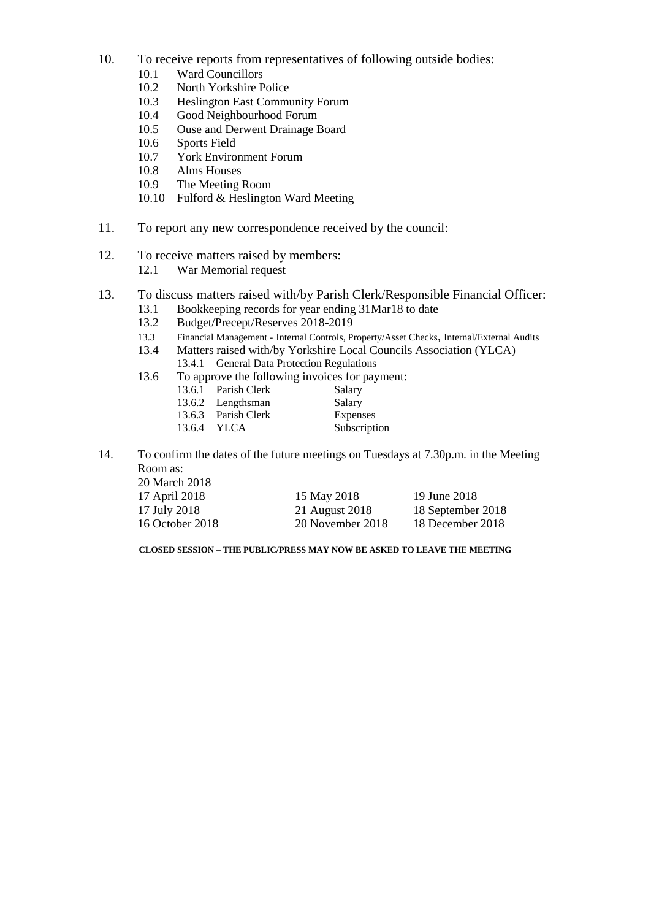10. To receive reports from representatives of following outside bodies:
    - 10.1 Ward Councillors
    - 10.2 North Yorkshire Police
    - 10.3 Heslington East Community Forum
    - 10.4 Good Neighbourhood Forum
    - 10.5 Ouse and Derwent Drainage Board
    - 10.6 Sports Field
    - 10.7 York Environment Forum
    - 10.8 Alms Houses
    - 10.9 The Meeting Room
    - 10.10 Fulford & Heslington Ward Meeting

11. To report any new correspondence received by the council:

12. To receive matters raised by members:
    - 12.1 War Memorial request

13. To discuss matters raised with/by Parish Clerk/Responsible Financial Officer:
    - 13.1 Bookkeeping records for year ending 31Mar18 to date
    - 13.2 Budget/Precept/Reserves 2018-2019
    - 13.3 Financial Management - Internal Controls, Property/Asset Checks, Internal/External Audits
    - 13.4 Matters raised with/by Yorkshire Local Councils Association (YLCA)
        - 13.4.1 General Data Protection Regulations
    - 13.6 To approve the following invoices for payment:

| | | |
|---|---|---|
| 13.6.1 | Parish Clerk | Salary |
| 13.6.2 | Lengthsman | Salary |
| 13.6.3 | Parish Clerk | Expenses |
| 13.6.4 | YLCA | Subscription |

14. To confirm the dates of the future meetings on Tuesdays at 7.30p.m. in the Meeting Room as:

| | | |
|---|---|---|
| 20 March 2018 | | |
| 17 April 2018 | 15 May 2018 | 19 June 2018 |
| 17 July 2018 | 21 August 2018 | 18 September 2018 |
| 16 October 2018 | 20 November 2018 | 18 December 2018 |

**CLOSED SESSION – THE PUBLIC/PRESS MAY NOW BE ASKED TO LEAVE THE MEETING**